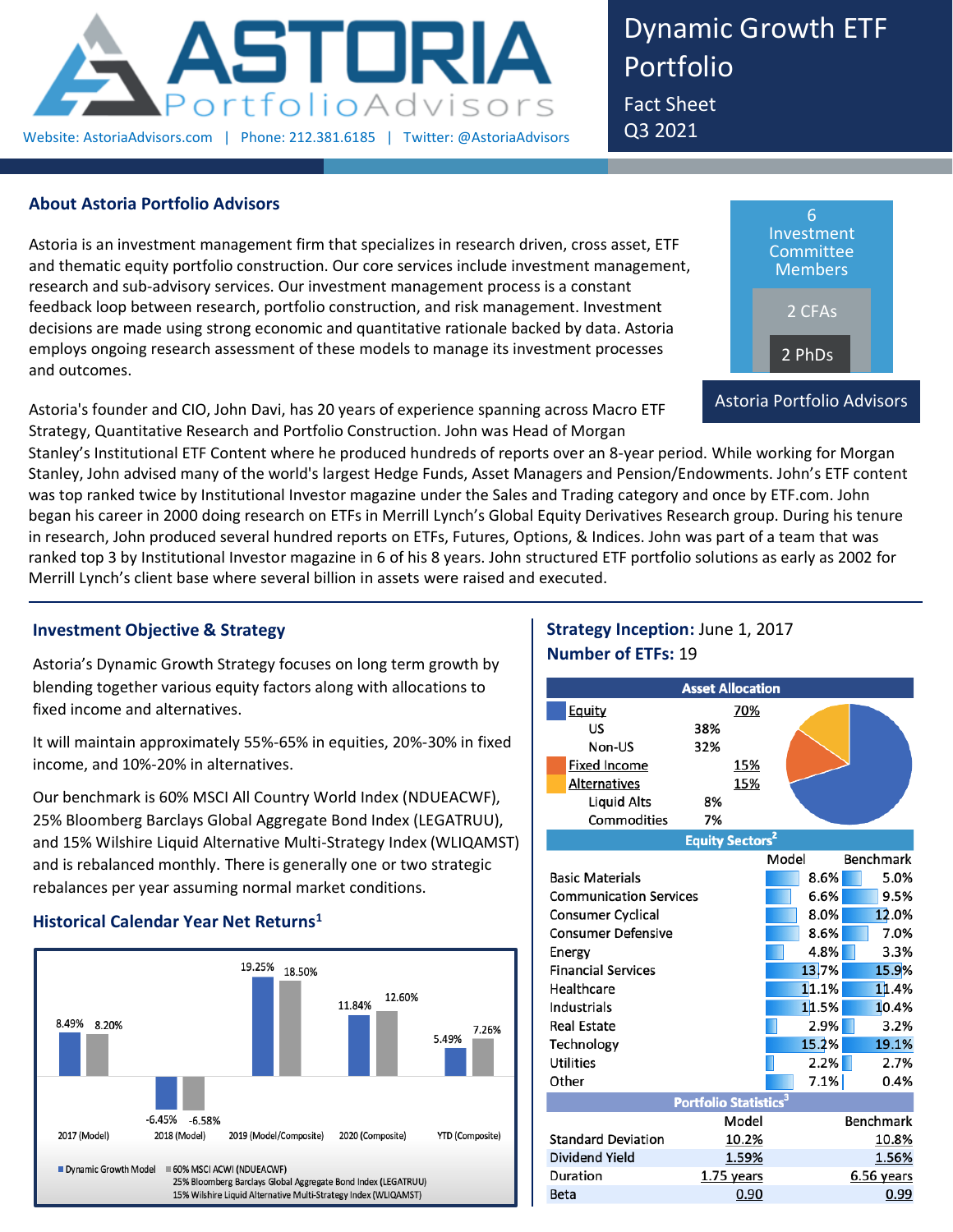# ASTORIA PortfolioAdvisors

Website: AstoriaAdvisors.com | Phone: 212.381.6185 | Twitter: @AstoriaAdvisors

# Dynamic Growth ETF Portfolio

Fact Sheet
Q3 2021

## About Astoria Portfolio Advisors

Astoria is an investment management firm that specializes in research driven, cross asset, ETF and thematic equity portfolio construction. Our core services include investment management, research and sub-advisory services. Our investment management process is a constant feedback loop between research, portfolio construction, and risk management. Investment decisions are made using strong economic and quantitative rationale backed by data. Astoria employs ongoing research assessment of these models to manage its investment processes and outcomes.

6 Investment Committee Members
2 CFAs
2 PhDs
Astoria Portfolio Advisors

Astoria's founder and CIO, John Davi, has 20 years of experience spanning across Macro ETF Strategy, Quantitative Research and Portfolio Construction. John was Head of Morgan Stanley's Institutional ETF Content where he produced hundreds of reports over an 8-year period. While working for Morgan Stanley, John advised many of the world's largest Hedge Funds, Asset Managers and Pension/Endowments. John's ETF content was top ranked twice by Institutional Investor magazine under the Sales and Trading category and once by ETF.com. John began his career in 2000 doing research on ETFs in Merrill Lynch's Global Equity Derivatives Research group. During his tenure in research, John produced several hundred reports on ETFs, Futures, Options, & Indices. John was part of a team that was ranked top 3 by Institutional Investor magazine in 6 of his 8 years. John structured ETF portfolio solutions as early as 2002 for Merrill Lynch's client base where several billion in assets were raised and executed.

## Investment Objective & Strategy

Astoria's Dynamic Growth Strategy focuses on long term growth by blending together various equity factors along with allocations to fixed income and alternatives.

It will maintain approximately 55%-65% in equities, 20%-30% in fixed income, and 10%-20% in alternatives.

Our benchmark is 60% MSCI All Country World Index (NDUEACWF), 25% Bloomberg Barclays Global Aggregate Bond Index (LEGATRUU), and 15% Wilshire Liquid Alternative Multi-Strategy Index (WLIQAMST) and is rebalanced monthly. There is generally one or two strategic rebalances per year assuming normal market conditions.

## Historical Calendar Year Net Returns[1]

| | Dynamic Growth Model | 60% MSCI ACWI (NDUEACWF), 25% Bloomberg Barclays Global Aggregate Bond Index (LEGATRUU), 15% Wilshire Liquid Alternative Multi-Strategy Index (WLIQAMST) |
|---|---|---|
| 2017 (Model) | 8.49% | 8.20% |
| 2018 (Model) | -6.45% | -6.58% |
| 2019 (Model/Composite) | 19.25% | 18.50% |
| 2020 (Composite) | 11.84% | 12.60% |
| YTD (Composite) | 5.49% | 7.26% |

**Strategy Inception:** June 1, 2017
**Number of ETFs:** 19

### Asset Allocation

| | | |
|---|---|---|
| Equity | | 70% |
| US | 38% | |
| Non-US | 32% | |
| Fixed Income | | 15% |
| Alternatives | | 15% |
| Liquid Alts | 8% | |
| Commodities | 7% | |

### Equity Sectors[2]

| | Model | Benchmark |
|---|---|---|
| Basic Materials | 8.6% | 5.0% |
| Communication Services | 6.6% | 9.5% |
| Consumer Cyclical | 8.0% | 12.0% |
| Consumer Defensive | 8.6% | 7.0% |
| Energy | 4.8% | 3.3% |
| Financial Services | 13.7% | 15.9% |
| Healthcare | 11.1% | 11.4% |
| Industrials | 11.5% | 10.4% |
| Real Estate | 2.9% | 3.2% |
| Technology | 15.2% | 19.1% |
| Utilities | 2.2% | 2.7% |
| Other | 7.1% | 0.4% |

### Portfolio Statistics[3]

| | Model | Benchmark |
|---|---|---|
| Standard Deviation | 10.2% | 10.8% |
| Dividend Yield | 1.59% | 1.56% |
| Duration | 1.75 years | 6.56 years |
| Beta | 0.90 | 0.99 |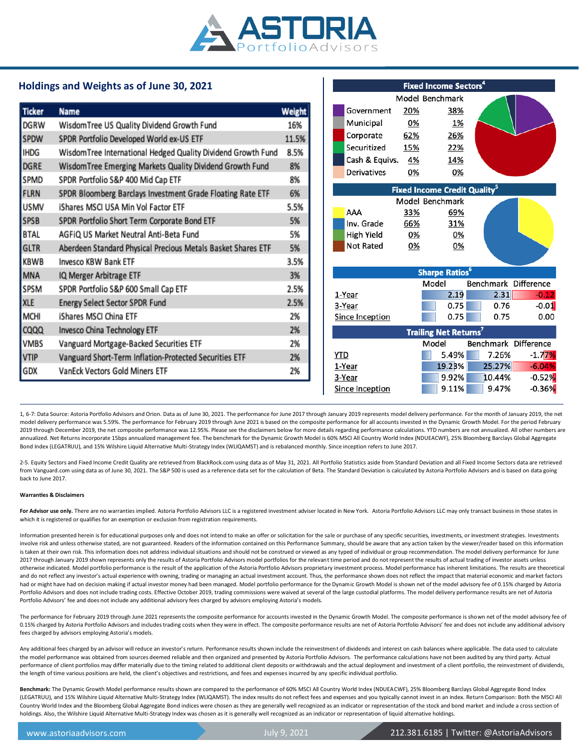## Holdings and Weights as of June 30, 2021

| Ticker | Name | Weight |
|---|---|---|
| DGRW | WisdomTree US Quality Dividend Growth Fund | 16% |
| SPDW | SPDR Portfolio Developed World ex-US ETF | 11.5% |
| IHDG | WisdomTree International Hedged Quality Dividend Growth Fund | 8.5% |
| DGRE | WisdomTree Emerging Markets Quality Dividend Growth Fund | 8% |
| SPMD | SPDR Portfolio S&P 400 Mid Cap ETF | 8% |
| FLRN | SPDR Bloomberg Barclays Investment Grade Floating Rate ETF | 6% |
| USMV | iShares MSCI USA Min Vol Factor ETF | 5.5% |
| SPSB | SPDR Portfolio Short Term Corporate Bond ETF | 5% |
| BTAL | AGFiQ US Market Neutral Anti-Beta Fund | 5% |
| GLTR | Aberdeen Standard Physical Precious Metals Basket Shares ETF | 5% |
| KBWB | Invesco KBW Bank ETF | 3.5% |
| MNA | IQ Merger Arbitrage ETF | 3% |
| SPSM | SPDR Portfolio S&P 600 Small Cap ETF | 2.5% |
| XLE | Energy Select Sector SPDR Fund | 2.5% |
| MCHI | iShares MSCI China ETF | 2% |
| CQQQ | Invesco China Technology ETF | 2% |
| VMBS | Vanguard Mortgage-Backed Securities ETF | 2% |
| VTIP | Vanguard Short-Term Inflation-Protected Securities ETF | 2% |
| GDX | VanEck Vectors Gold Miners ETF | 2% |

### Fixed Income Sectors[4]

| | Model | Benchmark |
|---|---|---|
| Government | 20% | 38% |
| Municipal | 0% | 1% |
| Corporate | 62% | 26% |
| Securitized | 15% | 22% |
| Cash & Equivs. | 4% | 14% |
| Derivatives | 0% | 0% |

### Fixed Income Credit Quality[5]

| | Model | Benchmark |
|---|---|---|
| AAA | 33% | 69% |
| Inv. Grade | 66% | 31% |
| High Yield | 0% | 0% |
| Not Rated | 0% | 0% |

### Sharpe Ratios[6]

| | Model | Benchmark | Difference |
|---|---|---|---|
| 1-Year | 2.19 | 2.31 | -0.12 |
| 3-Year | 0.75 | 0.76 | -0.01 |
| Since Inception | 0.75 | 0.75 | 0.00 |

### Trailing Net Returns[7]

| | Model | Benchmark | Difference |
|---|---|---|---|
| YTD | 5.49% | 7.26% | -1.77% |
| 1-Year | 19.23% | 25.27% | -6.04% |
| 3-Year | 9.92% | 10.44% | -0.52% |
| Since Inception | 9.11% | 9.47% | -0.36% |

1, 6-7: Data Source: Astoria Portfolio Advisors and Orion. Data as of June 30, 2021. The performance for June 2017 through January 2019 represents model delivery performance. For the month of January 2019, the net model delivery performance was 5.59%. The performance for February 2019 through June 2021 is based on the composite performance for all accounts invested in the Dynamic Growth Model. For the period February 2019 through December 2019, the net composite performance was 12.95%. Please see the disclaimers below for more details regarding performance calculations. YTD numbers are not annualized. All other numbers are annualized. Net Returns incorporate 15bps annualized management fee. The benchmark for the Dynamic Growth Model is 60% MSCI All Country World Index (NDUEACWF), 25% Bloomberg Barclays Global Aggregate Bond Index (LEGATRUU), and 15% Wilshire Liquid Alternative Multi-Strategy Index (WLIQAMST) and is rebalanced monthly. Since inception refers to June 2017.

2-5. Equity Sectors and Fixed Income Credit Quality are retrieved from BlackRock.com using data as of May 31, 2021. All Portfolio Statistics aside from Standard Deviation and all Fixed Income Sectors data are retrieved from Vanguard.com using data as of June 30, 2021. The S&P 500 is used as a reference data set for the calculation of Beta. The Standard Deviation is calculated by Astoria Portfolio Advisors and is based on data going back to June 2017.

**Warranties & Disclaimers**

**For Advisor use only.** There are no warranties implied. Astoria Portfolio Advisors LLC is a registered investment adviser located in New York. Astoria Portfolio Advisors LLC may only transact business in those states in which it is registered or qualifies for an exemption or exclusion from registration requirements.

Information presented herein is for educational purposes only and does not intend to make an offer or solicitation for the sale or purchase of any specific securities, investments, or investment strategies. Investments involve risk and unless otherwise stated, are not guaranteed. Readers of the information contained on this Performance Summary, should be aware that any action taken by the viewer/reader based on this information is taken at their own risk. This information does not address individual situations and should not be construed or viewed as any typed of individual or group recommendation. The model delivery performance for June 2017 through January 2019 shown represents only the results of Astoria Portfolio Advisors model portfolios for the relevant time period and do not represent the results of actual trading of investor assets unless otherwise indicated. Model portfolio performance is the result of the application of the Astoria Portfolio Advisors proprietary investment process. Model performance has inherent limitations. The results are theoretical and do not reflect any investor's actual experience with owning, trading or managing an actual investment account. Thus, the performance shown does not reflect the impact that material economic and market factors had or might have had on decision making if actual investor money had been managed. Model portfolio performance for the Dynamic Growth Model is shown net of the model advisory fee of 0.15% charged by Astoria Portfolio Advisors and does not include trading costs. Effective October 2019, trading commissions were waived at several of the large custodial platforms. The model delivery performance results are net of Astoria Portfolio Advisors' fee and does not include any additional advisory fees charged by advisors employing Astoria's models.

The performance for February 2019 through June 2021 represents the composite performance for accounts invested in the Dynamic Growth Model. The composite performance is shown net of the model advisory fee of 0.15% charged by Astoria Portfolio Advisors and includes trading costs when they were in effect. The composite performance results are net of Astoria Portfolio Advisors' fee and does not include any additional advisory fees charged by advisors employing Astoria's models.

Any additional fees charged by an advisor will reduce an investor's return. Performance results shown include the reinvestment of dividends and interest on cash balances where applicable. The data used to calculate the model performance was obtained from sources deemed reliable and then organized and presented by Astoria Portfolio Advisors. The performance calculations have not been audited by any third party. Actual performance of client portfolios may differ materially due to the timing related to additional client deposits or withdrawals and the actual deployment and investment of a client portfolio, the reinvestment of dividends, the length of time various positions are held, the client's objectives and restrictions, and fees and expenses incurred by any specific individual portfolio.

**Benchmark:** The Dynamic Growth Model performance results shown are compared to the performance of 60% MSCI All Country World Index (NDUEACWF), 25% Bloomberg Barclays Global Aggregate Bond Index (LEGATRUU), and 15% Wilshire Liquid Alternative Multi-Strategy Index (WLIQAMST). The index results do not reflect fees and expenses and you typically cannot invest in an index. Return Comparison: Both the MSCI All Country World Index and the Bloomberg Global Aggregate Bond indices were chosen as they are generally well recognized as an indicator or representation of the stock and bond market and include a cross section of holdings. Also, the Wilshire Liquid Alternative Multi-Strategy Index was chosen as it is generally well recognized as an indicator or representation of liquid alternative holdings.

www.astoriaadvisors.com | July 9, 2021 | 212.381.6185 | Twitter: @AstoriaAdvisors